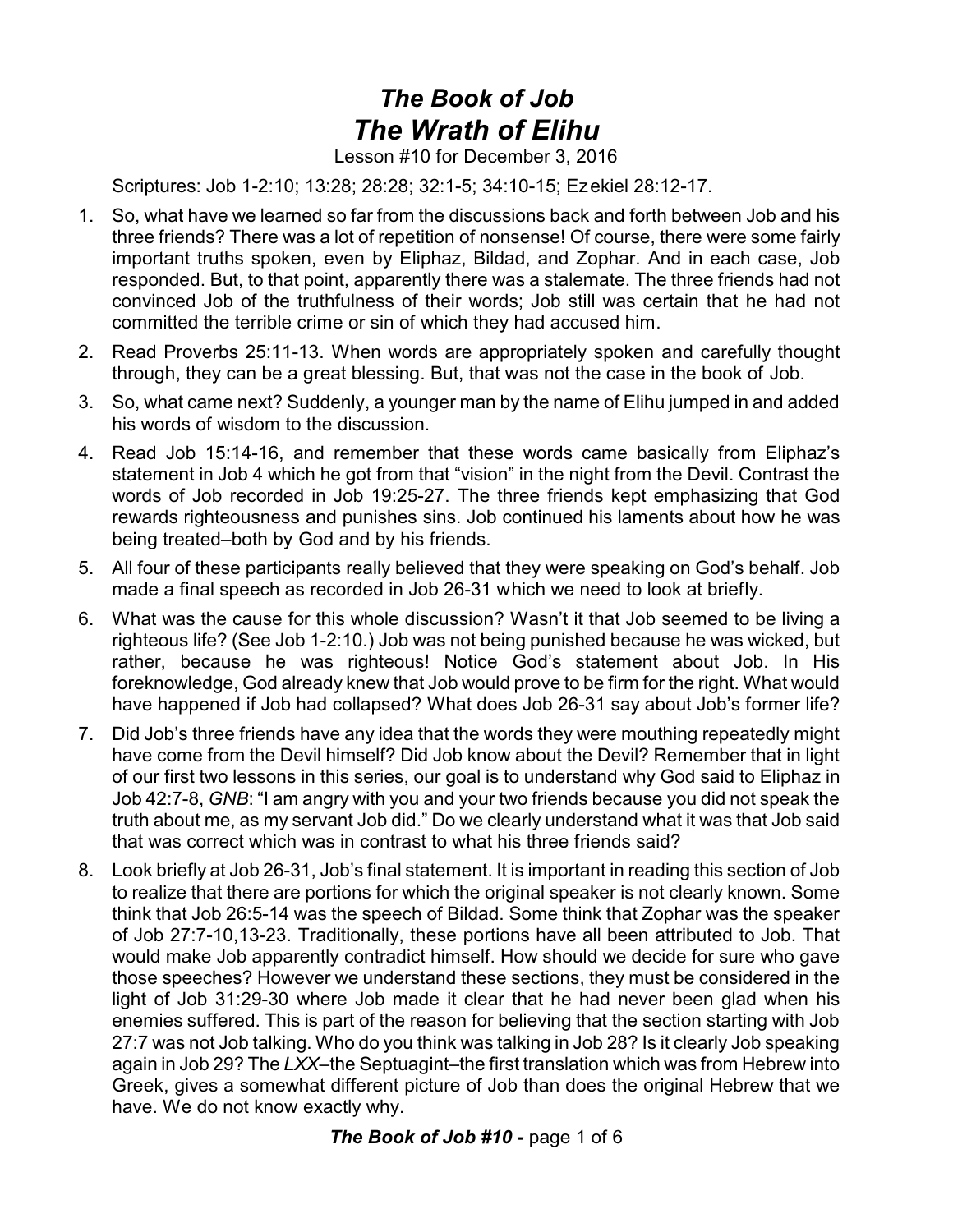# *The Book of Job*
# *The Wrath of Elihu*

Lesson #10 for December 3, 2016

Scriptures: Job 1-2:10; 13:28; 28:28; 32:1-5; 34:10-15; Ezekiel 28:12-17.

1. So, what have we learned so far from the discussions back and forth between Job and his three friends? There was a lot of repetition of nonsense! Of course, there were some fairly important truths spoken, even by Eliphaz, Bildad, and Zophar. And in each case, Job responded. But, to that point, apparently there was a stalemate. The three friends had not convinced Job of the truthfulness of their words; Job still was certain that he had not committed the terrible crime or sin of which they had accused him.

2. Read Proverbs 25:11-13. When words are appropriately spoken and carefully thought through, they can be a great blessing. But, that was not the case in the book of Job.

3. So, what came next? Suddenly, a younger man by the name of Elihu jumped in and added his words of wisdom to the discussion.

4. Read Job 15:14-16, and remember that these words came basically from Eliphaz's statement in Job 4 which he got from that "vision" in the night from the Devil. Contrast the words of Job recorded in Job 19:25-27. The three friends kept emphasizing that God rewards righteousness and punishes sins. Job continued his laments about how he was being treated–both by God and by his friends.

5. All four of these participants really believed that they were speaking on God's behalf. Job made a final speech as recorded in Job 26-31 which we need to look at briefly.

6. What was the cause for this whole discussion? Wasn't it that Job seemed to be living a righteous life? (See Job 1-2:10.) Job was not being punished because he was wicked, but rather, because he was righteous! Notice God's statement about Job. In His foreknowledge, God already knew that Job would prove to be firm for the right. What would have happened if Job had collapsed? What does Job 26-31 say about Job's former life?

7. Did Job's three friends have any idea that the words they were mouthing repeatedly might have come from the Devil himself? Did Job know about the Devil? Remember that in light of our first two lessons in this series, our goal is to understand why God said to Eliphaz in Job 42:7-8, *GNB*: "I am angry with you and your two friends because you did not speak the truth about me, as my servant Job did." Do we clearly understand what it was that Job said that was correct which was in contrast to what his three friends said?

8. Look briefly at Job 26-31, Job's final statement. It is important in reading this section of Job to realize that there are portions for which the original speaker is not clearly known. Some think that Job 26:5-14 was the speech of Bildad. Some think that Zophar was the speaker of Job 27:7-10,13-23. Traditionally, these portions have all been attributed to Job. That would make Job apparently contradict himself. How should we decide for sure who gave those speeches? However we understand these sections, they must be considered in the light of Job 31:29-30 where Job made it clear that he had never been glad when his enemies suffered. This is part of the reason for believing that the section starting with Job 27:7 was not Job talking. Who do you think was talking in Job 28? Is it clearly Job speaking again in Job 29? The *LXX*–the Septuagint–the first translation which was from Hebrew into Greek, gives a somewhat different picture of Job than does the original Hebrew that we have. We do not know exactly why.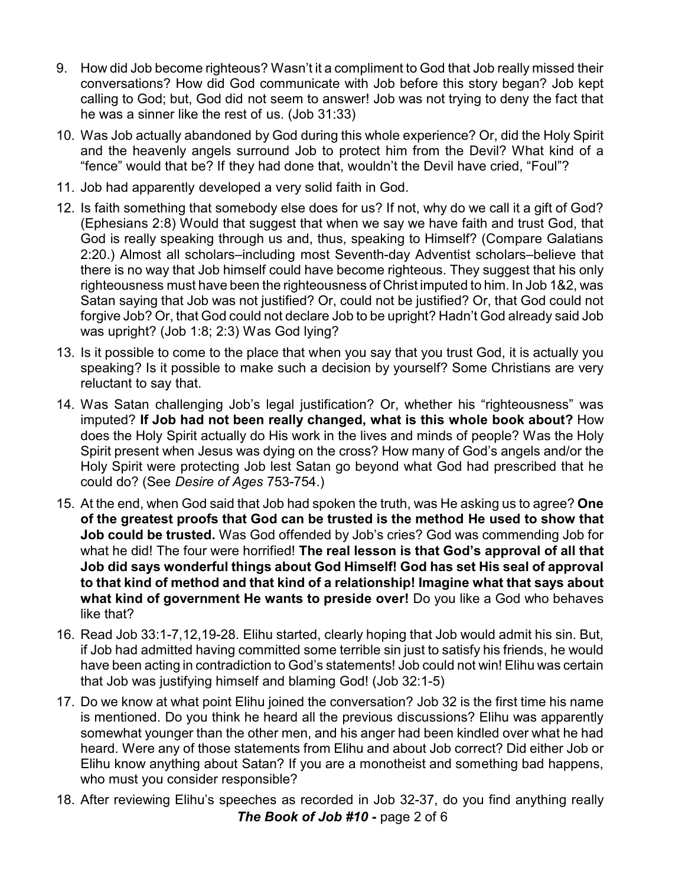9. How did Job become righteous? Wasn't it a compliment to God that Job really missed their conversations? How did God communicate with Job before this story began? Job kept calling to God; but, God did not seem to answer! Job was not trying to deny the fact that he was a sinner like the rest of us. (Job 31:33)

10. Was Job actually abandoned by God during this whole experience? Or, did the Holy Spirit and the heavenly angels surround Job to protect him from the Devil? What kind of a "fence" would that be? If they had done that, wouldn't the Devil have cried, "Foul"?

11. Job had apparently developed a very solid faith in God.

12. Is faith something that somebody else does for us? If not, why do we call it a gift of God? (Ephesians 2:8) Would that suggest that when we say we have faith and trust God, that God is really speaking through us and, thus, speaking to Himself? (Compare Galatians 2:20.) Almost all scholars–including most Seventh-day Adventist scholars–believe that there is no way that Job himself could have become righteous. They suggest that his only righteousness must have been the righteousness of Christ imputed to him. In Job 1&2, was Satan saying that Job was not justified? Or, could not be justified? Or, that God could not forgive Job? Or, that God could not declare Job to be upright? Hadn't God already said Job was upright? (Job 1:8; 2:3) Was God lying?

13. Is it possible to come to the place that when you say that you trust God, it is actually you speaking? Is it possible to make such a decision by yourself? Some Christians are very reluctant to say that.

14. Was Satan challenging Job's legal justification? Or, whether his "righteousness" was imputed? **If Job had not been really changed, what is this whole book about?** How does the Holy Spirit actually do His work in the lives and minds of people? Was the Holy Spirit present when Jesus was dying on the cross? How many of God's angels and/or the Holy Spirit were protecting Job lest Satan go beyond what God had prescribed that he could do? (See *Desire of Ages* 753-754.)

15. At the end, when God said that Job had spoken the truth, was He asking us to agree? **One of the greatest proofs that God can be trusted is the method He used to show that Job could be trusted.** Was God offended by Job's cries? God was commending Job for what he did! The four were horrified! **The real lesson is that God's approval of all that Job did says wonderful things about God Himself! God has set His seal of approval to that kind of method and that kind of a relationship! Imagine what that says about what kind of government He wants to preside over!** Do you like a God who behaves like that?

16. Read Job 33:1-7,12,19-28. Elihu started, clearly hoping that Job would admit his sin. But, if Job had admitted having committed some terrible sin just to satisfy his friends, he would have been acting in contradiction to God's statements! Job could not win! Elihu was certain that Job was justifying himself and blaming God! (Job 32:1-5)

17. Do we know at what point Elihu joined the conversation? Job 32 is the first time his name is mentioned. Do you think he heard all the previous discussions? Elihu was apparently somewhat younger than the other men, and his anger had been kindled over what he had heard. Were any of those statements from Elihu and about Job correct? Did either Job or Elihu know anything about Satan? If you are a monotheist and something bad happens, who must you consider responsible?

18. After reviewing Elihu's speeches as recorded in Job 32-37, do you find anything really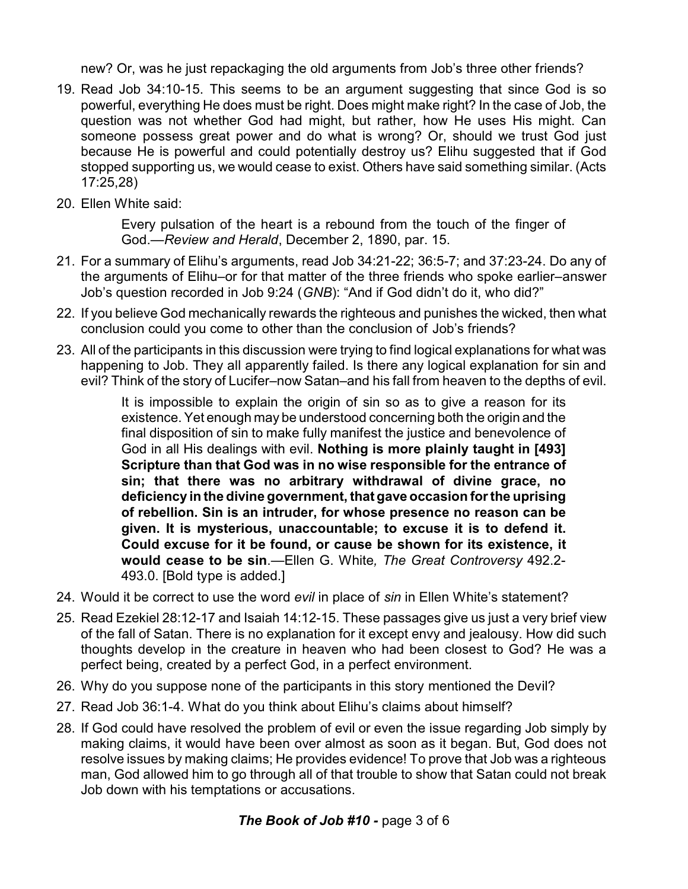new? Or, was he just repackaging the old arguments from Job's three other friends?

19. Read Job 34:10-15. This seems to be an argument suggesting that since God is so powerful, everything He does must be right. Does might make right? In the case of Job, the question was not whether God had might, but rather, how He uses His might. Can someone possess great power and do what is wrong? Or, should we trust God just because He is powerful and could potentially destroy us? Elihu suggested that if God stopped supporting us, we would cease to exist. Others have said something similar. (Acts 17:25,28)

20. Ellen White said:

    > Every pulsation of the heart is a rebound from the touch of the finger of God.—*Review and Herald*, December 2, 1890, par. 15.

21. For a summary of Elihu's arguments, read Job 34:21-22; 36:5-7; and 37:23-24. Do any of the arguments of Elihu–or for that matter of the three friends who spoke earlier–answer Job's question recorded in Job 9:24 (*GNB*): "And if God didn't do it, who did?"

22. If you believe God mechanically rewards the righteous and punishes the wicked, then what conclusion could you come to other than the conclusion of Job's friends?

23. All of the participants in this discussion were trying to find logical explanations for what was happening to Job. They all apparently failed. Is there any logical explanation for sin and evil? Think of the story of Lucifer–now Satan–and his fall from heaven to the depths of evil.

    > It is impossible to explain the origin of sin so as to give a reason for its existence. Yet enough may be understood concerning both the origin and the final disposition of sin to make fully manifest the justice and benevolence of God in all His dealings with evil. **Nothing is more plainly taught in [493] Scripture than that God was in no wise responsible for the entrance of sin; that there was no arbitrary withdrawal of divine grace, no deficiency in the divine government, that gave occasion for the uprising of rebellion. Sin is an intruder, for whose presence no reason can be given. It is mysterious, unaccountable; to excuse it is to defend it. Could excuse for it be found, or cause be shown for its existence, it would cease to be sin**.—Ellen G. White*, The Great Controversy* 492.2-493.0. [Bold type is added.]

24. Would it be correct to use the word *evil* in place of *sin* in Ellen White's statement?

25. Read Ezekiel 28:12-17 and Isaiah 14:12-15. These passages give us just a very brief view of the fall of Satan. There is no explanation for it except envy and jealousy. How did such thoughts develop in the creature in heaven who had been closest to God? He was a perfect being, created by a perfect God, in a perfect environment.

26. Why do you suppose none of the participants in this story mentioned the Devil?

27. Read Job 36:1-4. What do you think about Elihu's claims about himself?

28. If God could have resolved the problem of evil or even the issue regarding Job simply by making claims, it would have been over almost as soon as it began. But, God does not resolve issues by making claims; He provides evidence! To prove that Job was a righteous man, God allowed him to go through all of that trouble to show that Satan could not break Job down with his temptations or accusations.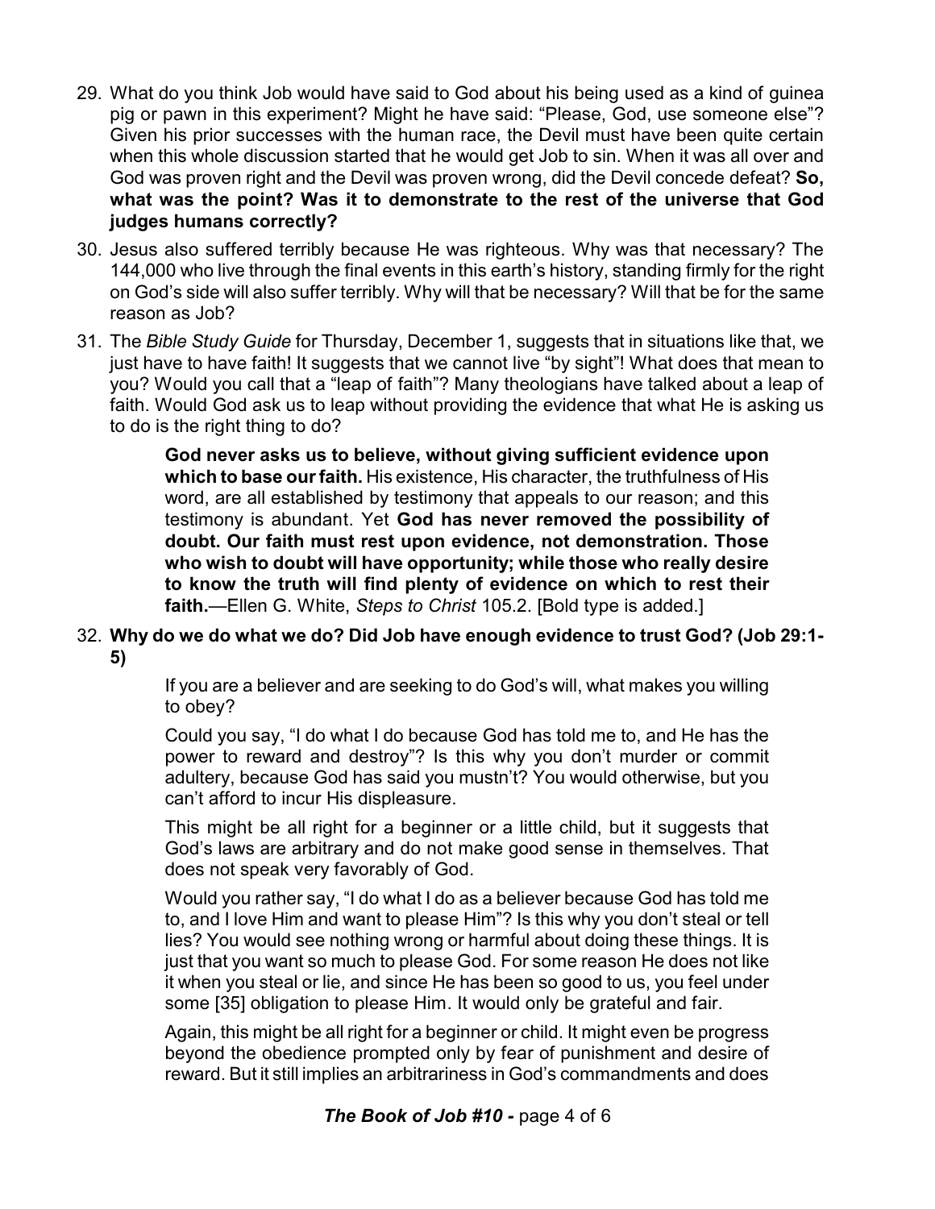29. What do you think Job would have said to God about his being used as a kind of guinea pig or pawn in this experiment? Might he have said: "Please, God, use someone else"? Given his prior successes with the human race, the Devil must have been quite certain when this whole discussion started that he would get Job to sin. When it was all over and God was proven right and the Devil was proven wrong, did the Devil concede defeat? **So, what was the point? Was it to demonstrate to the rest of the universe that God judges humans correctly?**

30. Jesus also suffered terribly because He was righteous. Why was that necessary? The 144,000 who live through the final events in this earth's history, standing firmly for the right on God's side will also suffer terribly. Why will that be necessary? Will that be for the same reason as Job?

31. The *Bible Study Guide* for Thursday, December 1, suggests that in situations like that, we just have to have faith! It suggests that we cannot live "by sight"! What does that mean to you? Would you call that a "leap of faith"? Many theologians have talked about a leap of faith. Would God ask us to leap without providing the evidence that what He is asking us to do is the right thing to do?

    > **God never asks us to believe, without giving sufficient evidence upon which to base our faith.** His existence, His character, the truthfulness of His word, are all established by testimony that appeals to our reason; and this testimony is abundant. Yet **God has never removed the possibility of doubt. Our faith must rest upon evidence, not demonstration. Those who wish to doubt will have opportunity; while those who really desire to know the truth will find plenty of evidence on which to rest their faith.**—Ellen G. White, *Steps to Christ* 105.2. [Bold type is added.]

32. **Why do we do what we do? Did Job have enough evidence to trust God? (Job 29:1-5)**

    > If you are a believer and are seeking to do God's will, what makes you willing to obey?
    >
    > Could you say, "I do what I do because God has told me to, and He has the power to reward and destroy"? Is this why you don't murder or commit adultery, because God has said you mustn't? You would otherwise, but you can't afford to incur His displeasure.
    >
    > This might be all right for a beginner or a little child, but it suggests that God's laws are arbitrary and do not make good sense in themselves. That does not speak very favorably of God.
    >
    > Would you rather say, "I do what I do as a believer because God has told me to, and I love Him and want to please Him"? Is this why you don't steal or tell lies? You would see nothing wrong or harmful about doing these things. It is just that you want so much to please God. For some reason He does not like it when you steal or lie, and since He has been so good to us, you feel under some [35] obligation to please Him. It would only be grateful and fair.
    >
    > Again, this might be all right for a beginner or child. It might even be progress beyond the obedience prompted only by fear of punishment and desire of reward. But it still implies an arbitrariness in God's commandments and does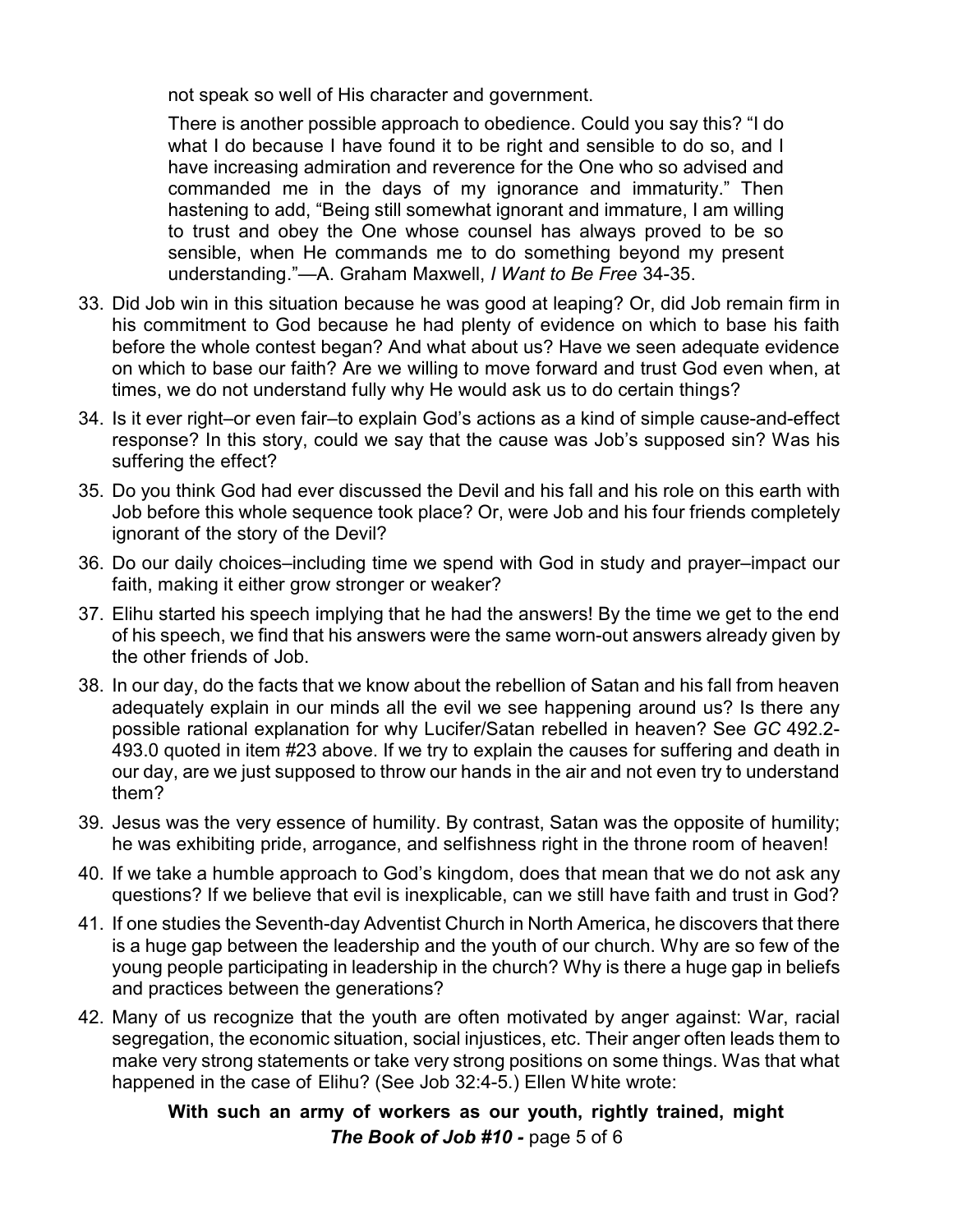not speak so well of His character and government.

> There is another possible approach to obedience. Could you say this? "I do what I do because I have found it to be right and sensible to do so, and I have increasing admiration and reverence for the One who so advised and commanded me in the days of my ignorance and immaturity." Then hastening to add, "Being still somewhat ignorant and immature, I am willing to trust and obey the One whose counsel has always proved to be so sensible, when He commands me to do something beyond my present understanding."—A. Graham Maxwell, *I Want to Be Free* 34-35.

33. Did Job win in this situation because he was good at leaping? Or, did Job remain firm in his commitment to God because he had plenty of evidence on which to base his faith before the whole contest began? And what about us? Have we seen adequate evidence on which to base our faith? Are we willing to move forward and trust God even when, at times, we do not understand fully why He would ask us to do certain things?
34. Is it ever right–or even fair–to explain God's actions as a kind of simple cause-and-effect response? In this story, could we say that the cause was Job's supposed sin? Was his suffering the effect?
35. Do you think God had ever discussed the Devil and his fall and his role on this earth with Job before this whole sequence took place? Or, were Job and his four friends completely ignorant of the story of the Devil?
36. Do our daily choices–including time we spend with God in study and prayer–impact our faith, making it either grow stronger or weaker?
37. Elihu started his speech implying that he had the answers! By the time we get to the end of his speech, we find that his answers were the same worn-out answers already given by the other friends of Job.
38. In our day, do the facts that we know about the rebellion of Satan and his fall from heaven adequately explain in our minds all the evil we see happening around us? Is there any possible rational explanation for why Lucifer/Satan rebelled in heaven? See *GC* 492.2-493.0 quoted in item #23 above. If we try to explain the causes for suffering and death in our day, are we just supposed to throw our hands in the air and not even try to understand them?
39. Jesus was the very essence of humility. By contrast, Satan was the opposite of humility; he was exhibiting pride, arrogance, and selfishness right in the throne room of heaven!
40. If we take a humble approach to God's kingdom, does that mean that we do not ask any questions? If we believe that evil is inexplicable, can we still have faith and trust in God?
41. If one studies the Seventh-day Adventist Church in North America, he discovers that there is a huge gap between the leadership and the youth of our church. Why are so few of the young people participating in leadership in the church? Why is there a huge gap in beliefs and practices between the generations?
42. Many of us recognize that the youth are often motivated by anger against: War, racial segregation, the economic situation, social injustices, etc. Their anger often leads them to make very strong statements or take very strong positions on some things. Was that what happened in the case of Elihu? (See Job 32:4-5.) Ellen White wrote:

> **With such an army of workers as our youth, rightly trained, might**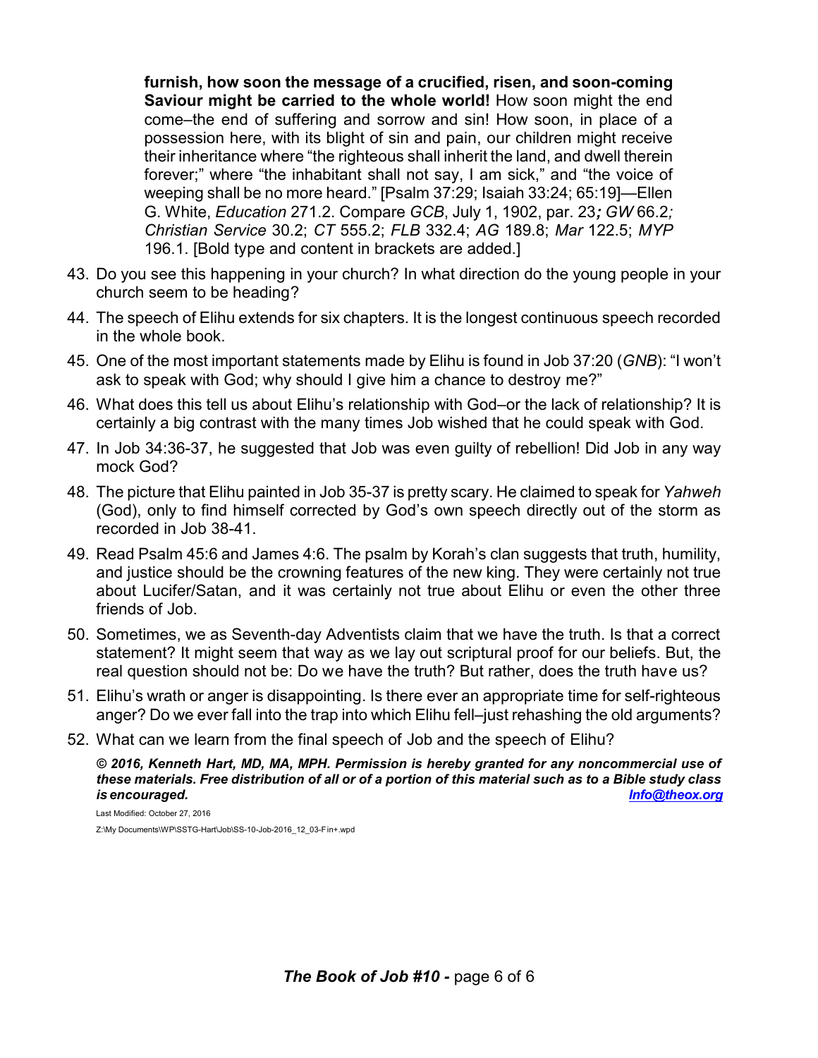**furnish, how soon the message of a crucified, risen, and soon-coming Saviour might be carried to the whole world!** How soon might the end come–the end of suffering and sorrow and sin! How soon, in place of a possession here, with its blight of sin and pain, our children might receive their inheritance where "the righteous shall inherit the land, and dwell therein forever;" where "the inhabitant shall not say, I am sick," and "the voice of weeping shall be no more heard." [Psalm 37:29; Isaiah 33:24; 65:19]—Ellen G. White, *Education* 271.2. Compare *GCB*, July 1, 1902, par. 23***;*** *GW* 66.2*;* *Christian Service* 30.2; *CT* 555.2; *FLB* 332.4; *AG* 189.8; *Mar* 122.5; *MYP* 196.1. [Bold type and content in brackets are added.]

43. Do you see this happening in your church? In what direction do the young people in your church seem to be heading?
44. The speech of Elihu extends for six chapters. It is the longest continuous speech recorded in the whole book.
45. One of the most important statements made by Elihu is found in Job 37:20 (*GNB*): "I won't ask to speak with God; why should I give him a chance to destroy me?"
46. What does this tell us about Elihu's relationship with God–or the lack of relationship? It is certainly a big contrast with the many times Job wished that he could speak with God.
47. In Job 34:36-37, he suggested that Job was even guilty of rebellion! Did Job in any way mock God?
48. The picture that Elihu painted in Job 35-37 is pretty scary. He claimed to speak for *Yahweh* (God), only to find himself corrected by God's own speech directly out of the storm as recorded in Job 38-41.
49. Read Psalm 45:6 and James 4:6. The psalm by Korah's clan suggests that truth, humility, and justice should be the crowning features of the new king. They were certainly not true about Lucifer/Satan, and it was certainly not true about Elihu or even the other three friends of Job.
50. Sometimes, we as Seventh-day Adventists claim that we have the truth. Is that a correct statement? It might seem that way as we lay out scriptural proof for our beliefs. But, the real question should not be: Do we have the truth? But rather, does the truth have us?
51. Elihu's wrath or anger is disappointing. Is there ever an appropriate time for self-righteous anger? Do we ever fall into the trap into which Elihu fell–just rehashing the old arguments?
52. What can we learn from the final speech of Job and the speech of Elihu?

***© 2016, Kenneth Hart, MD, MA, MPH. Permission is hereby granted for any noncommercial use of these materials. Free distribution of all or of a portion of this material such as to a Bible study class is encouraged.*** ***Info@theox.org***

Last Modified: October 27, 2016

Z:\My Documents\WP\SSTG-Hart\Job\SS-10-Job-2016_12_03-Fin+.wpd